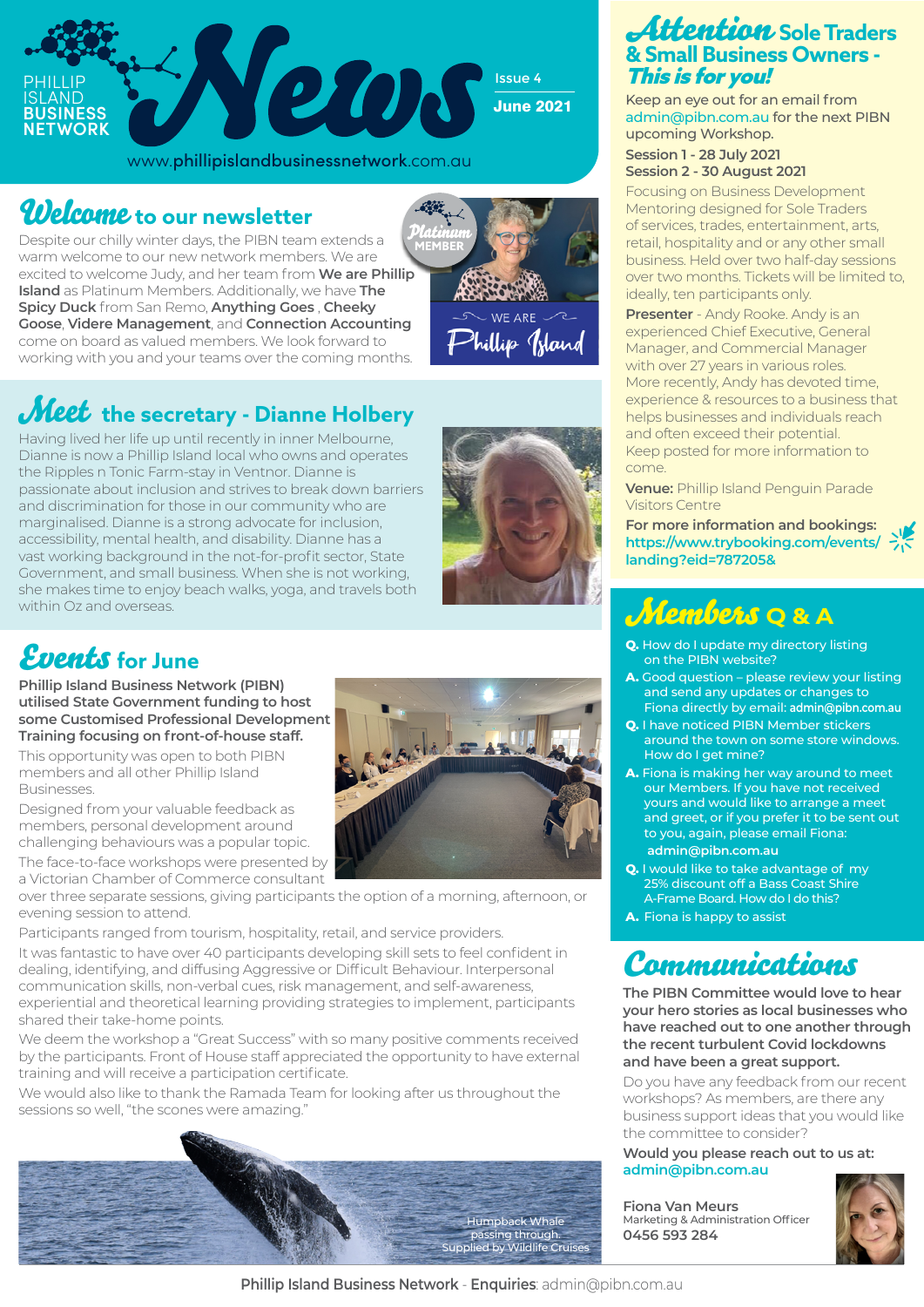# Phillip Island Business Network News

Issue 4

June 2021

www.phillipislandbusinessnetwork.com.au

## Welcome to our newsletter

Despite our chilly winter days, the PIBN team extends a warm welcome to our new network members. We are excited to welcome Judy, and her team from **We are Phillip Island** as Platinum Members. Additionally, we have **The Spicy Duck** from San Remo, **Anything Goes** , **Cheeky Goose**, **Videre Management**, and **Connection Accounting** come on board as valued members. We look forward to working with you and your teams over the coming months.

Platinum MEMBER

WE ARE Phillip Island

## Meet the secretary - Dianne Holbery

Having lived her life up until recently in inner Melbourne, Dianne is now a Phillip Island local who owns and operates the Ripples n Tonic Farm-stay in Ventnor. Dianne is passionate about inclusion and strives to break down barriers and discrimination for those in our community who are marginalised. Dianne is a strong advocate for inclusion, accessibility, mental health, and disability. Dianne has a vast working background in the not-for-profit sector, State Government, and small business. When she is not working, she makes time to enjoy beach walks, yoga, and travels both within Oz and overseas.

## Events for June

**Phillip Island Business Network (PIBN) utilised State Government funding to host some Customised Professional Development Training focusing on front-of-house staff.**

This opportunity was open to both PIBN members and all other Phillip Island Businesses.

Designed from your valuable feedback as members, personal development around challenging behaviours was a popular topic.

The face-to-face workshops were presented by a Victorian Chamber of Commerce consultant over three separate sessions, giving participants the option of a morning, afternoon, or evening session to attend.

Participants ranged from tourism, hospitality, retail, and service providers.

It was fantastic to have over 40 participants developing skill sets to feel confident in dealing, identifying, and diffusing Aggressive or Difficult Behaviour. Interpersonal communication skills, non-verbal cues, risk management, and self-awareness, experiential and theoretical learning providing strategies to implement, participants shared their take-home points.

We deem the workshop a "Great Success" with so many positive comments received by the participants. Front of House staff appreciated the opportunity to have external training and will receive a participation certificate.

We would also like to thank the Ramada Team for looking after us throughout the sessions so well, "the scones were amazing."

Humpback Whale passing through.
Supplied by Wildlife Cruises

## Attention Sole Traders & Small Business Owners - *This is for you!*

Keep an eye out for an email from admin@pibn.com.au for the next PIBN upcoming Workshop.

**Session 1 - 28 July 2021**
**Session 2 - 30 August 2021**

Focusing on Business Development Mentoring designed for Sole Traders of services, trades, entertainment, arts, retail, hospitality and or any other small business. Held over two half-day sessions over two months. Tickets will be limited to, ideally, ten participants only.

**Presenter** - Andy Rooke. Andy is an experienced Chief Executive, General Manager, and Commercial Manager with over 27 years in various roles.
More recently, Andy has devoted time, experience & resources to a business that helps businesses and individuals reach and often exceed their potential.
Keep posted for more information to come.

**Venue:** Phillip Island Penguin Parade Visitors Centre

**For more information and bookings:**
https://www.trybooking.com/events/landing?eid=787205&

## Members Q & A

**Q.** How do I update my directory listing on the PIBN website?

**A.** Good question – please review your listing and send any updates or changes to Fiona directly by email: **admin@pibn.com.au**

**Q.** I have noticed PIBN Member stickers around the town on some store windows. How do I get mine?

**A.** Fiona is making her way around to meet our Members. If you have not received yours and would like to arrange a meet and greet, or if you prefer it to be sent out to you, again, please email Fiona: **admin@pibn.com.au**

**Q.** I would like to take advantage of my 25% discount off a Bass Coast Shire A-Frame Board. How do I do this?

**A.** Fiona is happy to assist

## Communications

**The PIBN Committee would love to hear your hero stories as local businesses who have reached out to one another through the recent turbulent Covid lockdowns and have been a great support.**

Do you have any feedback from our recent workshops? As members, are there any business support ideas that you would like the committee to consider?

**Would you please reach out to us at:**
**admin@pibn.com.au**

**Fiona Van Meurs**
Marketing & Administration Officer
**0456 593 284**

**Phillip Island Business Network** - **Enquiries**: admin@pibn.com.au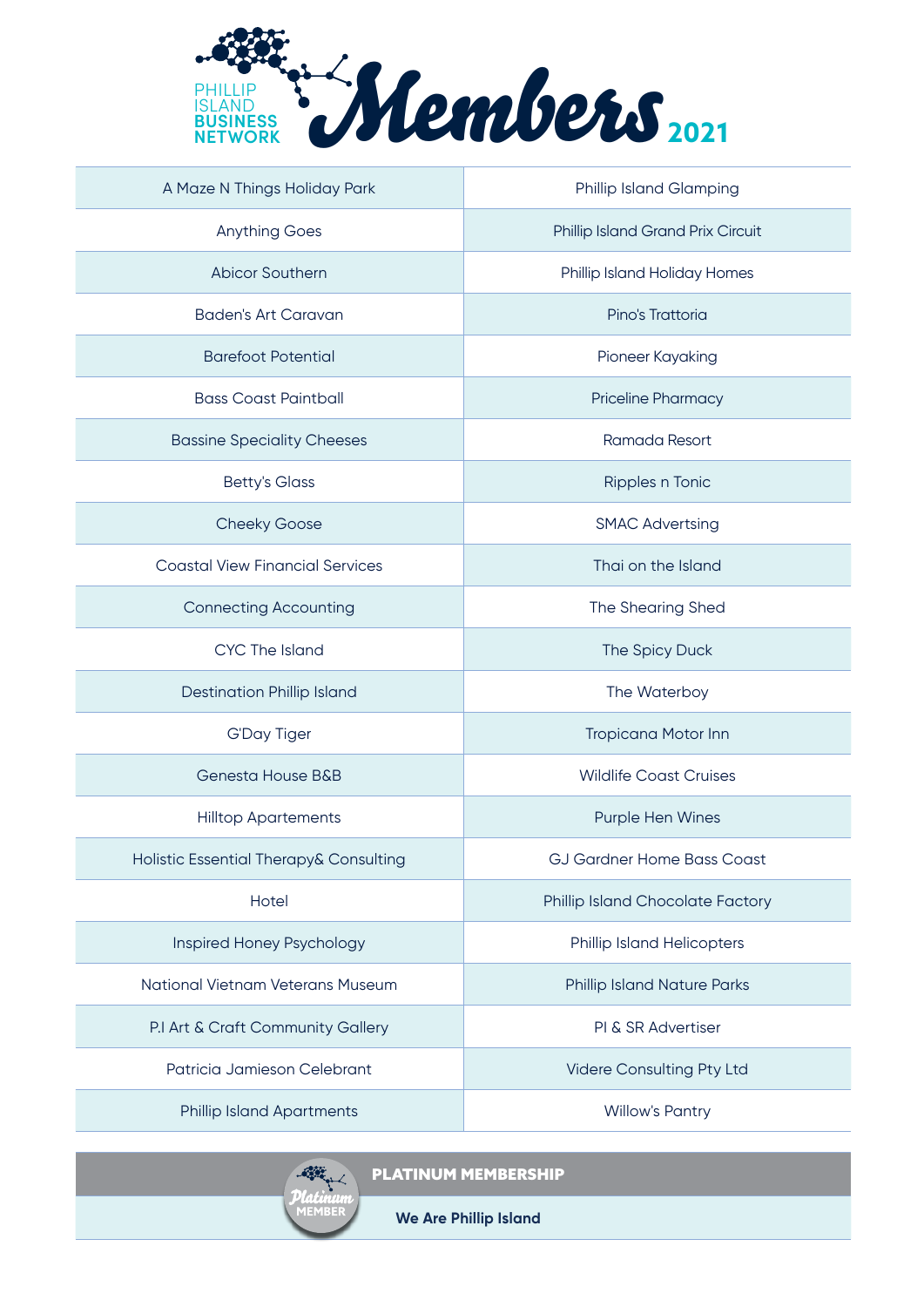# PHILLIP ISLAND BUSINESS NETWORK Members 2021

| | |
|---|---|
| A Maze N Things Holiday Park | Phillip Island Glamping |
| Anything Goes | Phillip Island Grand Prix Circuit |
| Abicor Southern | Phillip Island Holiday Homes |
| Baden's Art Caravan | Pino's Trattoria |
| Barefoot Potential | Pioneer Kayaking |
| Bass Coast Paintball | Priceline Pharmacy |
| Bassine Speciality Cheeses | Ramada Resort |
| Betty's Glass | Ripples n Tonic |
| Cheeky Goose | SMAC Advertsing |
| Coastal View Financial Services | Thai on the Island |
| Connecting Accounting | The Shearing Shed |
| CYC The Island | The Spicy Duck |
| Destination Phillip Island | The Waterboy |
| G'Day Tiger | Tropicana Motor Inn |
| Genesta House B&B | Wildlife Coast Cruises |
| Hilltop Apartements | Purple Hen Wines |
| Holistic Essential Therapy& Consulting | GJ Gardner Home Bass Coast |
| Hotel | Phillip Island Chocolate Factory |
| Inspired Honey Psychology | Phillip Island Helicopters |
| National Vietnam Veterans Museum | Phillip Island Nature Parks |
| P.I Art & Craft Community Gallery | PI & SR Advertiser |
| Patricia Jamieson Celebrant | Videre Consulting Pty Ltd |
| Phillip Island Apartments | Willow's Pantry |

**PLATINUM MEMBERSHIP**

Platinum MEMBER

**We Are Phillip Island**